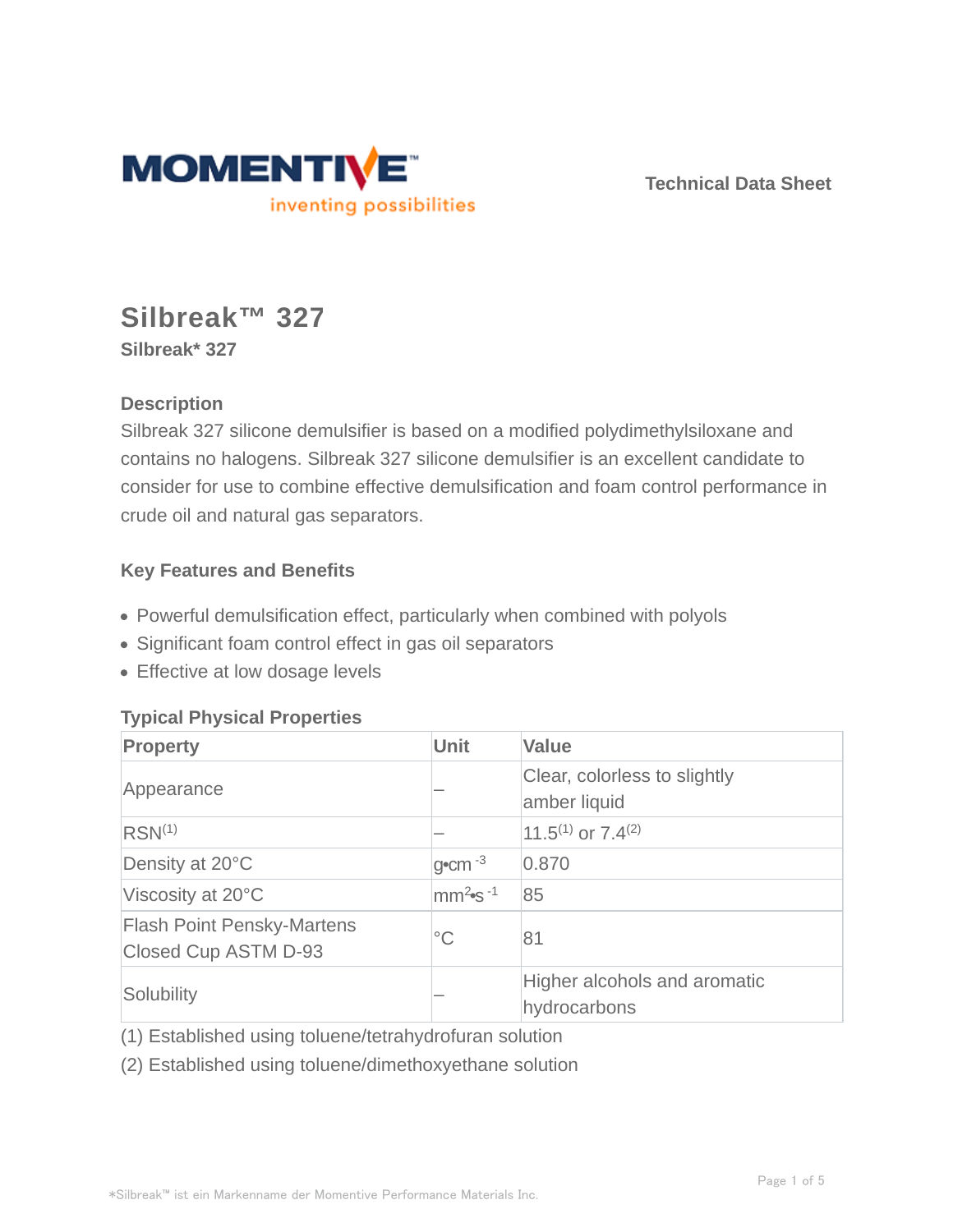Technical Data Sheet

# Silbreak™ 327

**Silbreak* 327**

### Description

Silbreak 327 silicone demulsifier is based on a modified polydimethylsiloxane and contains no halogens. Silbreak 327 silicone demulsifier is an excellent candidate to consider for use to combine effective demulsification and foam control performance in crude oil and natural gas separators.

### Key Features and Benefits

- Powerful demulsification effect, particularly when combined with polyols
- Significant foam control effect in gas oil separators
- Effective at low dosage levels

### Typical Physical Properties

| Property | Unit | Value |
|---|---|---|
| Appearance | – | Clear, colorless to slightly amber liquid |
| RSN[1] | – | 11.5[1] or 7.4[2] |
| Density at 20°C | $g•cm^{-3}$ | 0.870 |
| Viscosity at 20°C | $mm^2•s^{-1}$ | 85 |
| Flash Point Pensky-Martens Closed Cup ASTM D-93 | °C | 81 |
| Solubility | – | Higher alcohols and aromatic hydrocarbons |

(1) Established using toluene/tetrahydrofuran solution

(2) Established using toluene/dimethoxyethane solution

*Silbreak™ ist ein Markenname der Momentive Performance Materials Inc.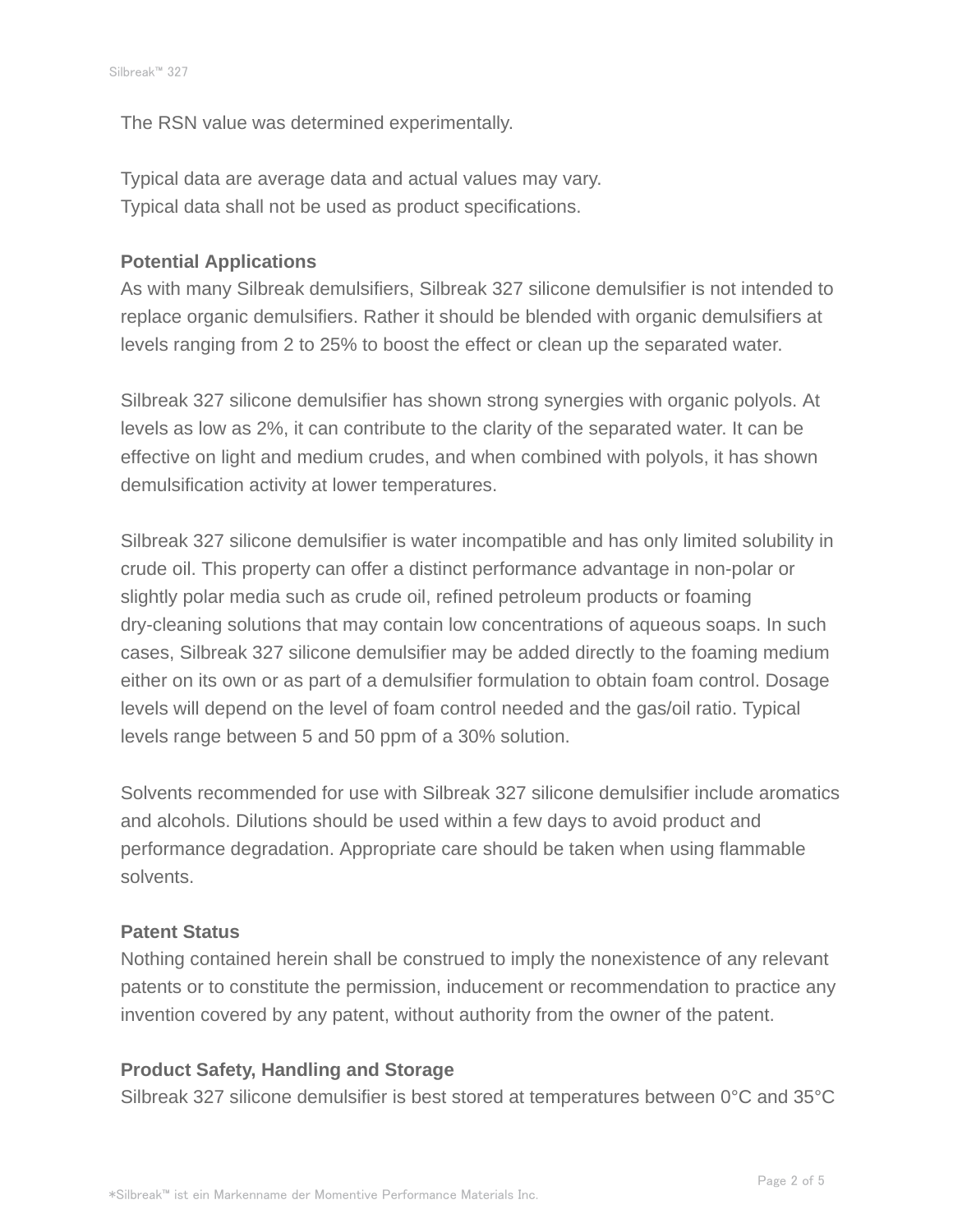The RSN value was determined experimentally.

Typical data are average data and actual values may vary.
Typical data shall not be used as product specifications.

**Potential Applications**

As with many Silbreak demulsifiers, Silbreak 327 silicone demulsifier is not intended to replace organic demulsifiers. Rather it should be blended with organic demulsifiers at levels ranging from 2 to 25% to boost the effect or clean up the separated water.

Silbreak 327 silicone demulsifier has shown strong synergies with organic polyols. At levels as low as 2%, it can contribute to the clarity of the separated water. It can be effective on light and medium crudes, and when combined with polyols, it has shown demulsification activity at lower temperatures.

Silbreak 327 silicone demulsifier is water incompatible and has only limited solubility in crude oil. This property can offer a distinct performance advantage in non-polar or slightly polar media such as crude oil, refined petroleum products or foaming dry-cleaning solutions that may contain low concentrations of aqueous soaps. In such cases, Silbreak 327 silicone demulsifier may be added directly to the foaming medium either on its own or as part of a demulsifier formulation to obtain foam control. Dosage levels will depend on the level of foam control needed and the gas/oil ratio. Typical levels range between 5 and 50 ppm of a 30% solution.

Solvents recommended for use with Silbreak 327 silicone demulsifier include aromatics and alcohols. Dilutions should be used within a few days to avoid product and performance degradation. Appropriate care should be taken when using flammable solvents.

**Patent Status**

Nothing contained herein shall be construed to imply the nonexistence of any relevant patents or to constitute the permission, inducement or recommendation to practice any invention covered by any patent, without authority from the owner of the patent.

**Product Safety, Handling and Storage**

Silbreak 327 silicone demulsifier is best stored at temperatures between 0°C and 35°C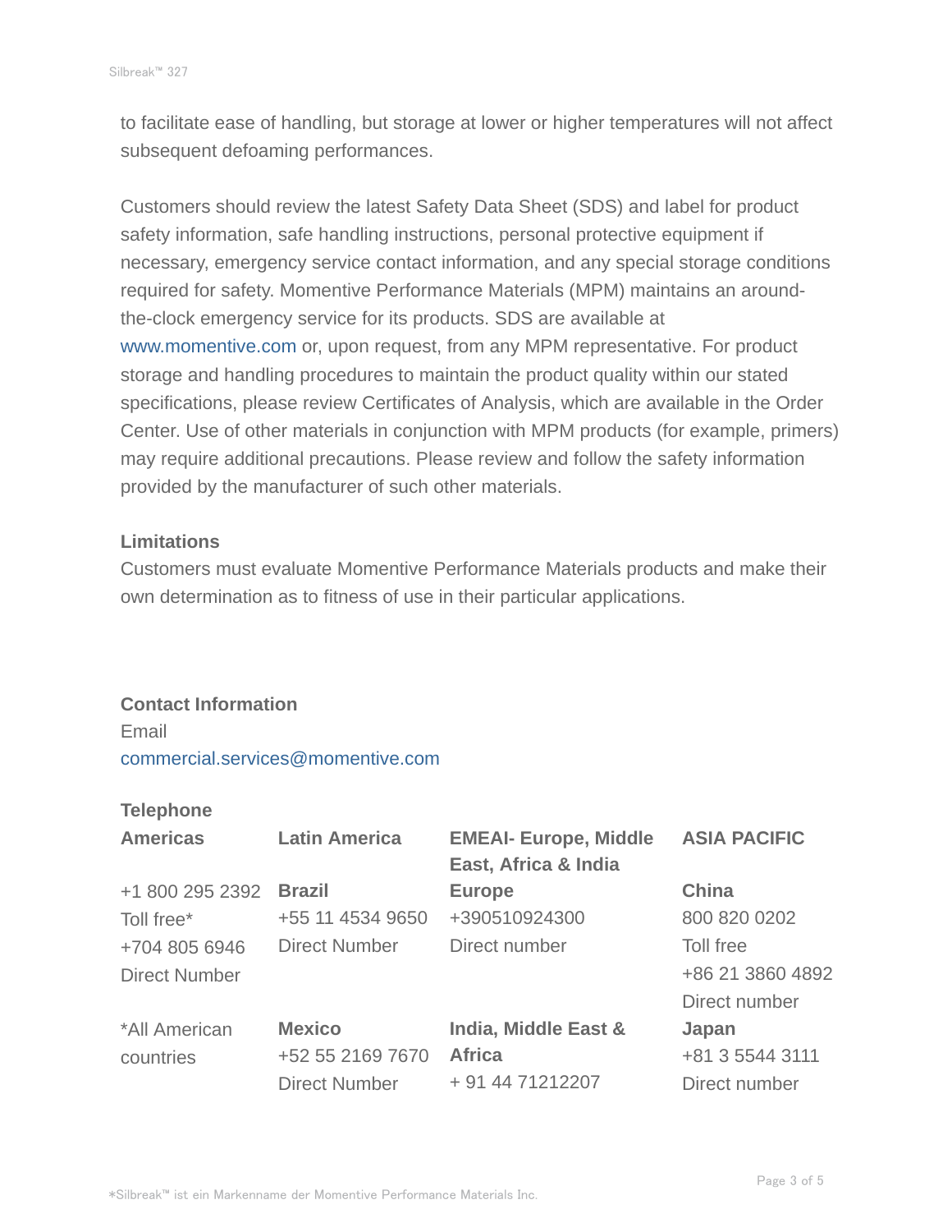to facilitate ease of handling, but storage at lower or higher temperatures will not affect subsequent defoaming performances.

Customers should review the latest Safety Data Sheet (SDS) and label for product safety information, safe handling instructions, personal protective equipment if necessary, emergency service contact information, and any special storage conditions required for safety. Momentive Performance Materials (MPM) maintains an around-the-clock emergency service for its products. SDS are available at www.momentive.com or, upon request, from any MPM representative. For product storage and handling procedures to maintain the product quality within our stated specifications, please review Certificates of Analysis, which are available in the Order Center. Use of other materials in conjunction with MPM products (for example, primers) may require additional precautions. Please review and follow the safety information provided by the manufacturer of such other materials.

**Limitations**

Customers must evaluate Momentive Performance Materials products and make their own determination as to fitness of use in their particular applications.

**Contact Information**

Email

commercial.services@momentive.com

**Telephone**

| **Americas** | **Latin America** | **EMEAI- Europe, Middle East, Africa & India** | **ASIA PACIFIC** |
|---|---|---|---|
| +1 800 295 2392<br>Toll free*<br>+704 805 6946<br>Direct Number | **Brazil**<br>+55 11 4534 9650<br>Direct Number | **Europe**<br>+390510924300<br>Direct number | **China**<br>800 820 0202<br>Toll free<br>+86 21 3860 4892<br>Direct number |
| *All American countries | **Mexico**<br>+52 55 2169 7670<br>Direct Number | **India, Middle East & Africa**<br>+ 91 44 71212207 | **Japan**<br>+81 3 5544 3111<br>Direct number |

*Silbreak™ ist ein Markenname der Momentive Performance Materials Inc.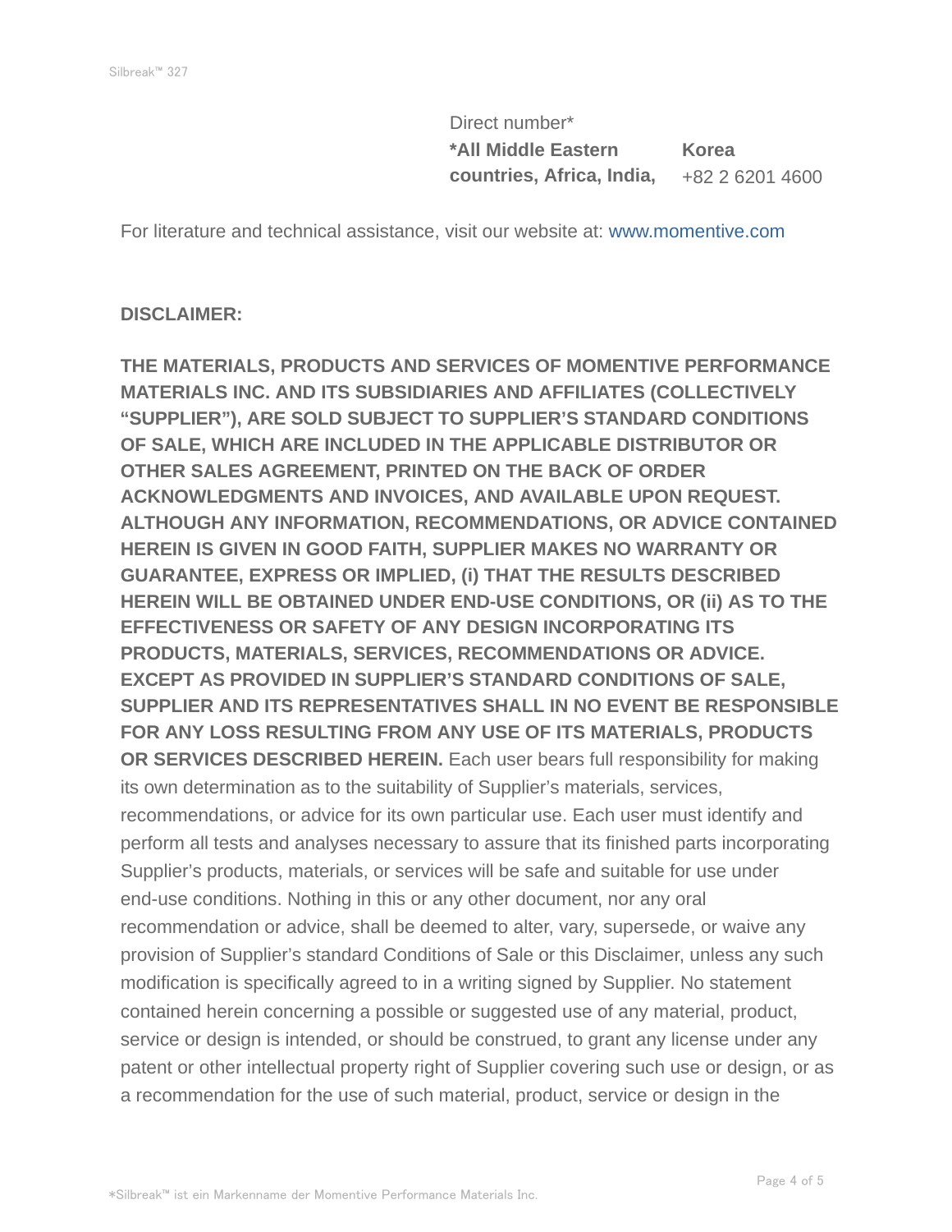Direct number*

| *All Middle Eastern countries, Africa, India, | Korea |
| --- | --- |
| | +82 2 6201 4600 |

For literature and technical assistance, visit our website at: www.momentive.com

**DISCLAIMER:**

**THE MATERIALS, PRODUCTS AND SERVICES OF MOMENTIVE PERFORMANCE MATERIALS INC. AND ITS SUBSIDIARIES AND AFFILIATES (COLLECTIVELY "SUPPLIER"), ARE SOLD SUBJECT TO SUPPLIER'S STANDARD CONDITIONS OF SALE, WHICH ARE INCLUDED IN THE APPLICABLE DISTRIBUTOR OR OTHER SALES AGREEMENT, PRINTED ON THE BACK OF ORDER ACKNOWLEDGMENTS AND INVOICES, AND AVAILABLE UPON REQUEST. ALTHOUGH ANY INFORMATION, RECOMMENDATIONS, OR ADVICE CONTAINED HEREIN IS GIVEN IN GOOD FAITH, SUPPLIER MAKES NO WARRANTY OR GUARANTEE, EXPRESS OR IMPLIED, (i) THAT THE RESULTS DESCRIBED HEREIN WILL BE OBTAINED UNDER END-USE CONDITIONS, OR (ii) AS TO THE EFFECTIVENESS OR SAFETY OF ANY DESIGN INCORPORATING ITS PRODUCTS, MATERIALS, SERVICES, RECOMMENDATIONS OR ADVICE. EXCEPT AS PROVIDED IN SUPPLIER'S STANDARD CONDITIONS OF SALE, SUPPLIER AND ITS REPRESENTATIVES SHALL IN NO EVENT BE RESPONSIBLE FOR ANY LOSS RESULTING FROM ANY USE OF ITS MATERIALS, PRODUCTS OR SERVICES DESCRIBED HEREIN.** Each user bears full responsibility for making its own determination as to the suitability of Supplier's materials, services, recommendations, or advice for its own particular use. Each user must identify and perform all tests and analyses necessary to assure that its finished parts incorporating Supplier's products, materials, or services will be safe and suitable for use under end-use conditions. Nothing in this or any other document, nor any oral recommendation or advice, shall be deemed to alter, vary, supersede, or waive any provision of Supplier's standard Conditions of Sale or this Disclaimer, unless any such modification is specifically agreed to in a writing signed by Supplier. No statement contained herein concerning a possible or suggested use of any material, product, service or design is intended, or should be construed, to grant any license under any patent or other intellectual property right of Supplier covering such use or design, or as a recommendation for the use of such material, product, service or design in the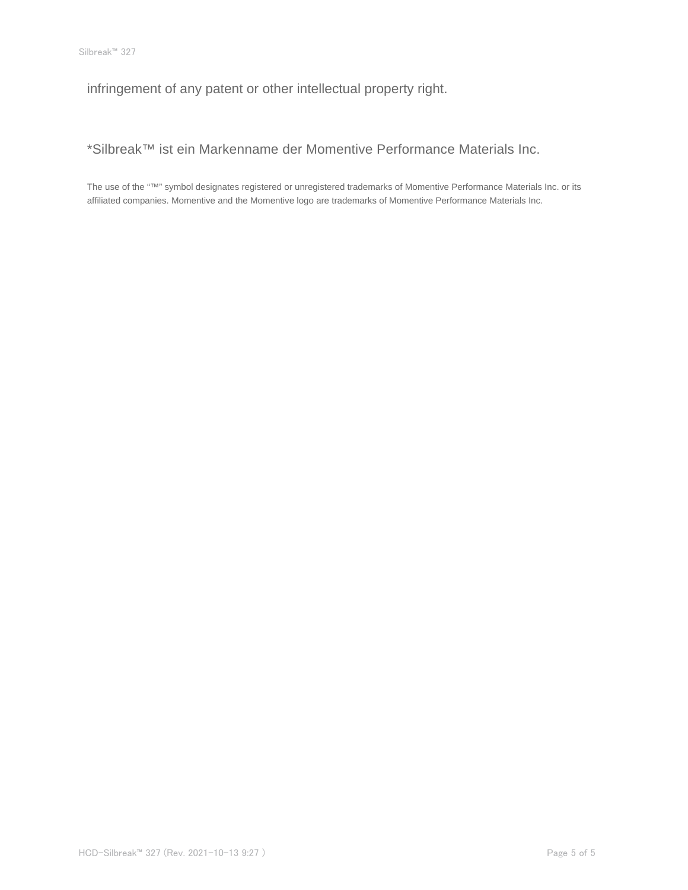infringement of any patent or other intellectual property right.

*Silbreak™ ist ein Markenname der Momentive Performance Materials Inc.

The use of the "™" symbol designates registered or unregistered trademarks of Momentive Performance Materials Inc. or its affiliated companies. Momentive and the Momentive logo are trademarks of Momentive Performance Materials Inc.